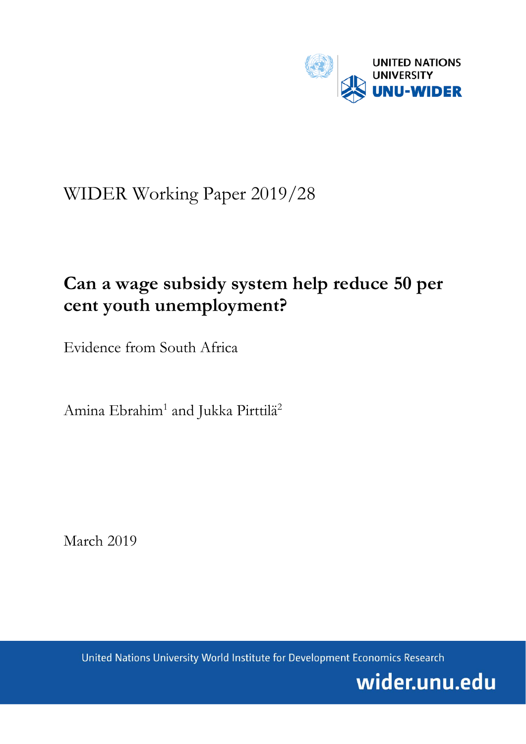UNITED NATIONS UNIVERSITY
UNU-WIDER

WIDER Working Paper 2019/28

# Can a wage subsidy system help reduce 50 per cent youth unemployment?

Evidence from South Africa

Amina Ebrahim[1] and Jukka Pirttilä[2]

March 2019

United Nations University World Institute for Development Economics Research

wider.unu.edu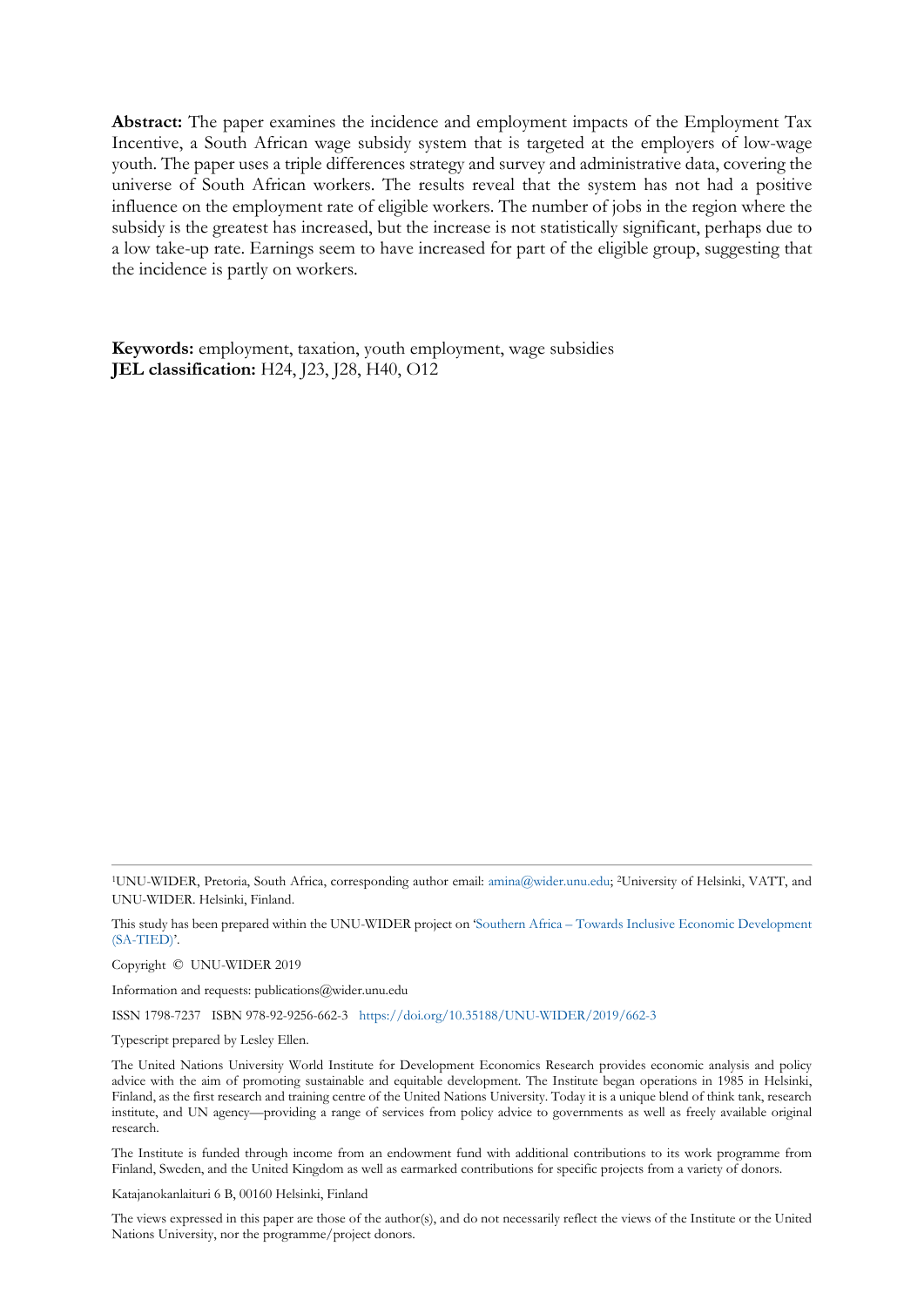**Abstract:** The paper examines the incidence and employment impacts of the Employment Tax Incentive, a South African wage subsidy system that is targeted at the employers of low-wage youth. The paper uses a triple differences strategy and survey and administrative data, covering the universe of South African workers. The results reveal that the system has not had a positive influence on the employment rate of eligible workers. The number of jobs in the region where the subsidy is the greatest has increased, but the increase is not statistically significant, perhaps due to a low take-up rate. Earnings seem to have increased for part of the eligible group, suggesting that the incidence is partly on workers.

**Keywords:** employment, taxation, youth employment, wage subsidies
**JEL classification:** H24, J23, J28, H40, O12

---

[1]UNU-WIDER, Pretoria, South Africa, corresponding author email: amina@wider.unu.edu; [2]University of Helsinki, VATT, and UNU-WIDER. Helsinki, Finland.

This study has been prepared within the UNU-WIDER project on 'Southern Africa – Towards Inclusive Economic Development (SA-TIED)'.

Copyright © UNU-WIDER 2019

Information and requests: publications@wider.unu.edu

ISSN 1798-7237 ISBN 978-92-9256-662-3 https://doi.org/10.35188/UNU-WIDER/2019/662-3

Typescript prepared by Lesley Ellen.

The United Nations University World Institute for Development Economics Research provides economic analysis and policy advice with the aim of promoting sustainable and equitable development. The Institute began operations in 1985 in Helsinki, Finland, as the first research and training centre of the United Nations University. Today it is a unique blend of think tank, research institute, and UN agency—providing a range of services from policy advice to governments as well as freely available original research.

The Institute is funded through income from an endowment fund with additional contributions to its work programme from Finland, Sweden, and the United Kingdom as well as earmarked contributions for specific projects from a variety of donors.

Katajanokanlaituri 6 B, 00160 Helsinki, Finland

The views expressed in this paper are those of the author(s), and do not necessarily reflect the views of the Institute or the United Nations University, nor the programme/project donors.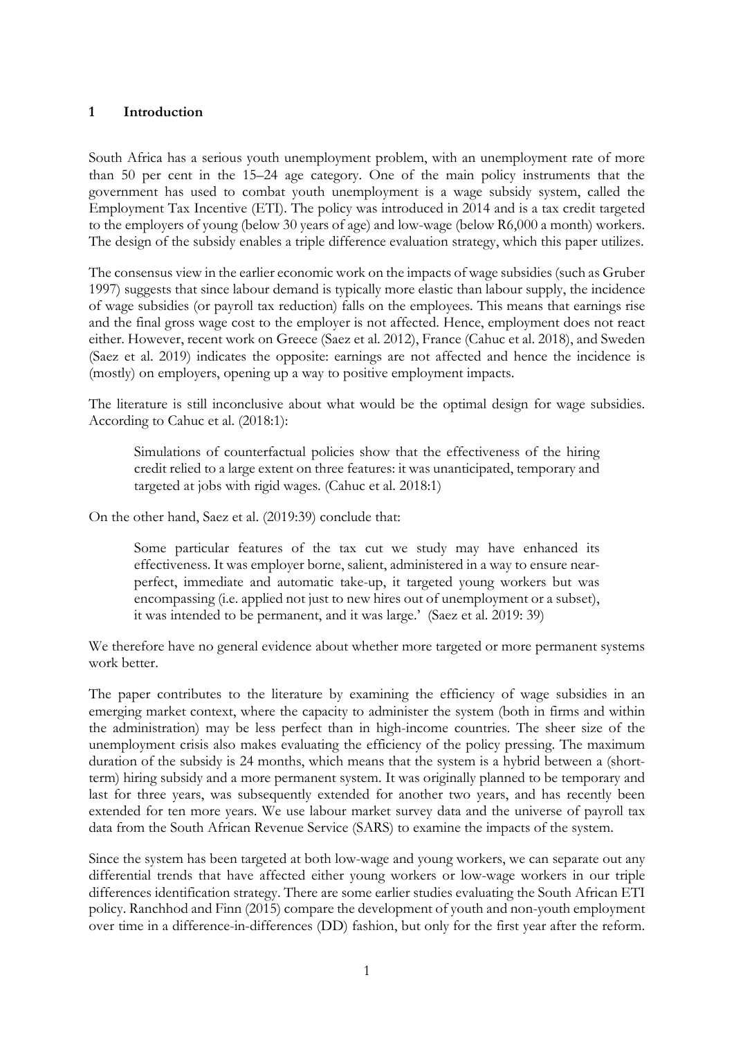## 1 Introduction

South Africa has a serious youth unemployment problem, with an unemployment rate of more than 50 per cent in the 15–24 age category. One of the main policy instruments that the government has used to combat youth unemployment is a wage subsidy system, called the Employment Tax Incentive (ETI). The policy was introduced in 2014 and is a tax credit targeted to the employers of young (below 30 years of age) and low-wage (below R6,000 a month) workers. The design of the subsidy enables a triple difference evaluation strategy, which this paper utilizes.

The consensus view in the earlier economic work on the impacts of wage subsidies (such as Gruber 1997) suggests that since labour demand is typically more elastic than labour supply, the incidence of wage subsidies (or payroll tax reduction) falls on the employees. This means that earnings rise and the final gross wage cost to the employer is not affected. Hence, employment does not react either. However, recent work on Greece (Saez et al. 2012), France (Cahuc et al. 2018), and Sweden (Saez et al. 2019) indicates the opposite: earnings are not affected and hence the incidence is (mostly) on employers, opening up a way to positive employment impacts.

The literature is still inconclusive about what would be the optimal design for wage subsidies. According to Cahuc et al. (2018:1):

> Simulations of counterfactual policies show that the effectiveness of the hiring credit relied to a large extent on three features: it was unanticipated, temporary and targeted at jobs with rigid wages. (Cahuc et al. 2018:1)

On the other hand, Saez et al. (2019:39) conclude that:

> Some particular features of the tax cut we study may have enhanced its effectiveness. It was employer borne, salient, administered in a way to ensure near-perfect, immediate and automatic take-up, it targeted young workers but was encompassing (i.e. applied not just to new hires out of unemployment or a subset), it was intended to be permanent, and it was large.' (Saez et al. 2019: 39)

We therefore have no general evidence about whether more targeted or more permanent systems work better.

The paper contributes to the literature by examining the efficiency of wage subsidies in an emerging market context, where the capacity to administer the system (both in firms and within the administration) may be less perfect than in high-income countries. The sheer size of the unemployment crisis also makes evaluating the efficiency of the policy pressing. The maximum duration of the subsidy is 24 months, which means that the system is a hybrid between a (short-term) hiring subsidy and a more permanent system. It was originally planned to be temporary and last for three years, was subsequently extended for another two years, and has recently been extended for ten more years. We use labour market survey data and the universe of payroll tax data from the South African Revenue Service (SARS) to examine the impacts of the system.

Since the system has been targeted at both low-wage and young workers, we can separate out any differential trends that have affected either young workers or low-wage workers in our triple differences identification strategy. There are some earlier studies evaluating the South African ETI policy. Ranchhod and Finn (2015) compare the development of youth and non-youth employment over time in a difference-in-differences (DD) fashion, but only for the first year after the reform.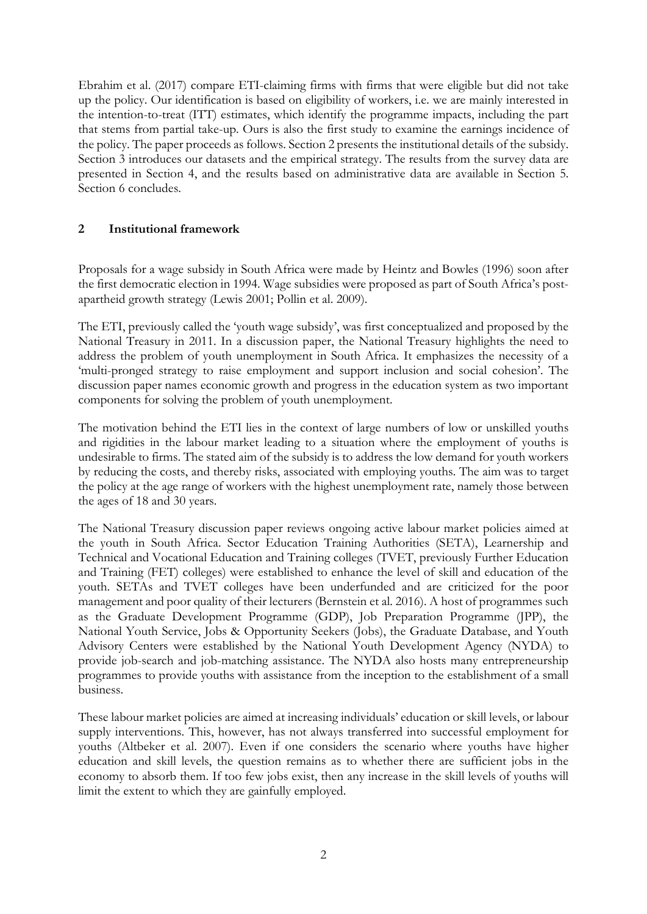Ebrahim et al. (2017) compare ETI-claiming firms with firms that were eligible but did not take up the policy. Our identification is based on eligibility of workers, i.e. we are mainly interested in the intention-to-treat (ITT) estimates, which identify the programme impacts, including the part that stems from partial take-up. Ours is also the first study to examine the earnings incidence of the policy. The paper proceeds as follows. Section 2 presents the institutional details of the subsidy. Section 3 introduces our datasets and the empirical strategy. The results from the survey data are presented in Section 4, and the results based on administrative data are available in Section 5. Section 6 concludes.

## 2 Institutional framework

Proposals for a wage subsidy in South Africa were made by Heintz and Bowles (1996) soon after the first democratic election in 1994. Wage subsidies were proposed as part of South Africa's post-apartheid growth strategy (Lewis 2001; Pollin et al. 2009).

The ETI, previously called the 'youth wage subsidy', was first conceptualized and proposed by the National Treasury in 2011. In a discussion paper, the National Treasury highlights the need to address the problem of youth unemployment in South Africa. It emphasizes the necessity of a 'multi-pronged strategy to raise employment and support inclusion and social cohesion'. The discussion paper names economic growth and progress in the education system as two important components for solving the problem of youth unemployment.

The motivation behind the ETI lies in the context of large numbers of low or unskilled youths and rigidities in the labour market leading to a situation where the employment of youths is undesirable to firms. The stated aim of the subsidy is to address the low demand for youth workers by reducing the costs, and thereby risks, associated with employing youths. The aim was to target the policy at the age range of workers with the highest unemployment rate, namely those between the ages of 18 and 30 years.

The National Treasury discussion paper reviews ongoing active labour market policies aimed at the youth in South Africa. Sector Education Training Authorities (SETA), Learnership and Technical and Vocational Education and Training colleges (TVET, previously Further Education and Training (FET) colleges) were established to enhance the level of skill and education of the youth. SETAs and TVET colleges have been underfunded and are criticized for the poor management and poor quality of their lecturers (Bernstein et al. 2016). A host of programmes such as the Graduate Development Programme (GDP), Job Preparation Programme (JPP), the National Youth Service, Jobs & Opportunity Seekers (Jobs), the Graduate Database, and Youth Advisory Centers were established by the National Youth Development Agency (NYDA) to provide job-search and job-matching assistance. The NYDA also hosts many entrepreneurship programmes to provide youths with assistance from the inception to the establishment of a small business.

These labour market policies are aimed at increasing individuals' education or skill levels, or labour supply interventions. This, however, has not always transferred into successful employment for youths (Altbeker et al. 2007). Even if one considers the scenario where youths have higher education and skill levels, the question remains as to whether there are sufficient jobs in the economy to absorb them. If too few jobs exist, then any increase in the skill levels of youths will limit the extent to which they are gainfully employed.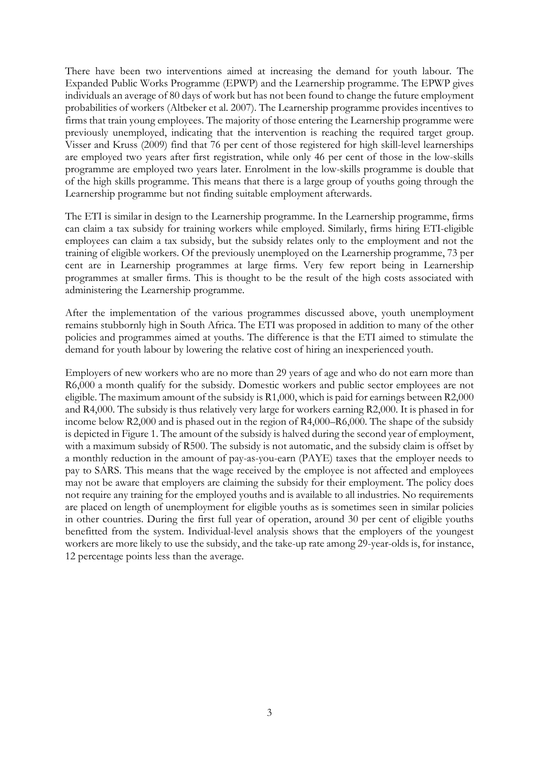There have been two interventions aimed at increasing the demand for youth labour. The Expanded Public Works Programme (EPWP) and the Learnership programme. The EPWP gives individuals an average of 80 days of work but has not been found to change the future employment probabilities of workers (Altbeker et al. 2007). The Learnership programme provides incentives to firms that train young employees. The majority of those entering the Learnership programme were previously unemployed, indicating that the intervention is reaching the required target group. Visser and Kruss (2009) find that 76 per cent of those registered for high skill-level learnerships are employed two years after first registration, while only 46 per cent of those in the low-skills programme are employed two years later. Enrolment in the low-skills programme is double that of the high skills programme. This means that there is a large group of youths going through the Learnership programme but not finding suitable employment afterwards.

The ETI is similar in design to the Learnership programme. In the Learnership programme, firms can claim a tax subsidy for training workers while employed. Similarly, firms hiring ETI-eligible employees can claim a tax subsidy, but the subsidy relates only to the employment and not the training of eligible workers. Of the previously unemployed on the Learnership programme, 73 per cent are in Learnership programmes at large firms. Very few report being in Learnership programmes at smaller firms. This is thought to be the result of the high costs associated with administering the Learnership programme.

After the implementation of the various programmes discussed above, youth unemployment remains stubbornly high in South Africa. The ETI was proposed in addition to many of the other policies and programmes aimed at youths. The difference is that the ETI aimed to stimulate the demand for youth labour by lowering the relative cost of hiring an inexperienced youth.

Employers of new workers who are no more than 29 years of age and who do not earn more than R6,000 a month qualify for the subsidy. Domestic workers and public sector employees are not eligible. The maximum amount of the subsidy is R1,000, which is paid for earnings between R2,000 and R4,000. The subsidy is thus relatively very large for workers earning R2,000. It is phased in for income below R2,000 and is phased out in the region of R4,000–R6,000. The shape of the subsidy is depicted in Figure 1. The amount of the subsidy is halved during the second year of employment, with a maximum subsidy of R500. The subsidy is not automatic, and the subsidy claim is offset by a monthly reduction in the amount of pay-as-you-earn (PAYE) taxes that the employer needs to pay to SARS. This means that the wage received by the employee is not affected and employees may not be aware that employers are claiming the subsidy for their employment. The policy does not require any training for the employed youths and is available to all industries. No requirements are placed on length of unemployment for eligible youths as is sometimes seen in similar policies in other countries. During the first full year of operation, around 30 per cent of eligible youths benefitted from the system. Individual-level analysis shows that the employers of the youngest workers are more likely to use the subsidy, and the take-up rate among 29-year-olds is, for instance, 12 percentage points less than the average.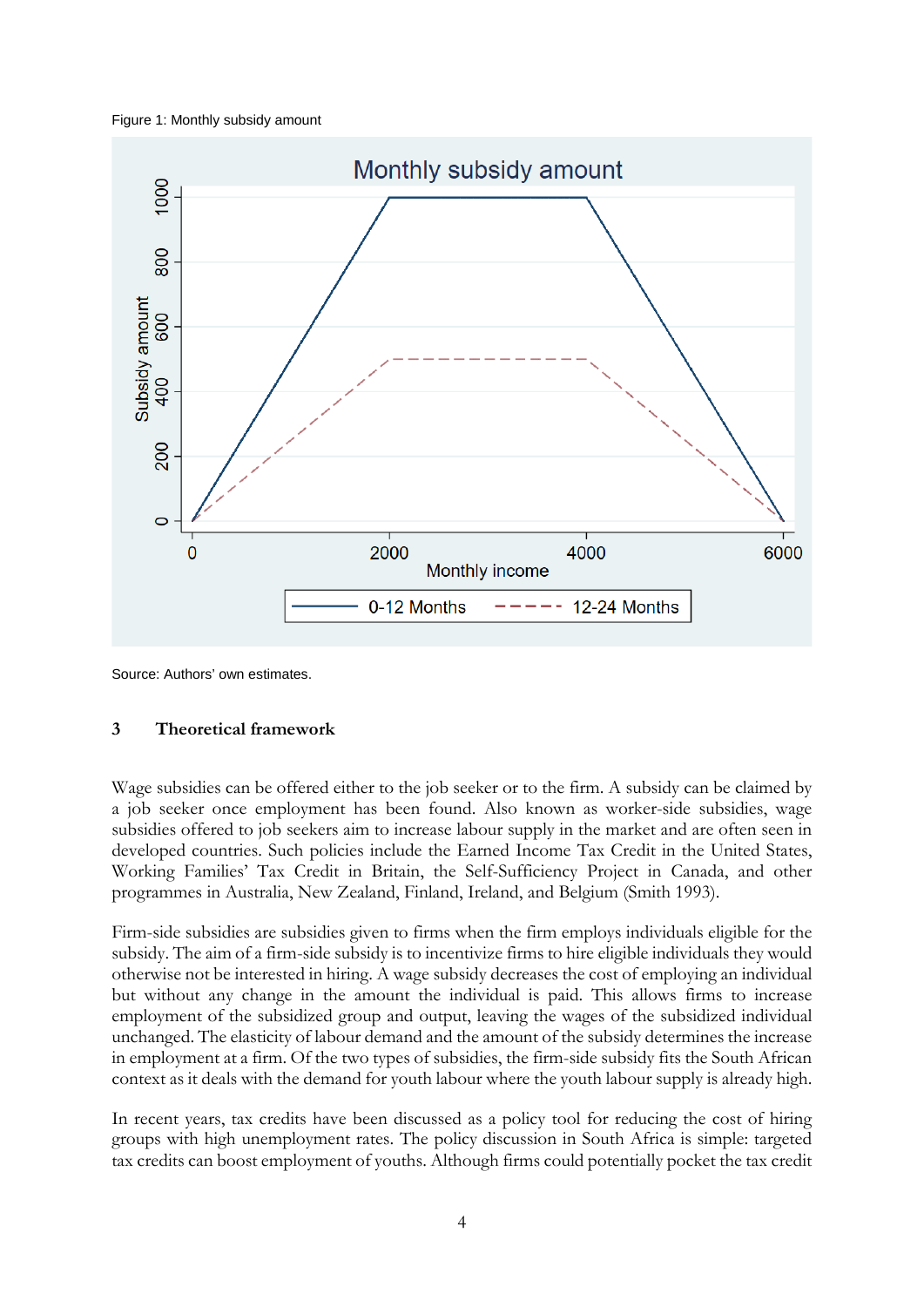Figure 1: Monthly subsidy amount

Source: Authors' own estimates.

## 3 Theoretical framework

Wage subsidies can be offered either to the job seeker or to the firm. A subsidy can be claimed by a job seeker once employment has been found. Also known as worker-side subsidies, wage subsidies offered to job seekers aim to increase labour supply in the market and are often seen in developed countries. Such policies include the Earned Income Tax Credit in the United States, Working Families' Tax Credit in Britain, the Self-Sufficiency Project in Canada, and other programmes in Australia, New Zealand, Finland, Ireland, and Belgium (Smith 1993).

Firm-side subsidies are subsidies given to firms when the firm employs individuals eligible for the subsidy. The aim of a firm-side subsidy is to incentivize firms to hire eligible individuals they would otherwise not be interested in hiring. A wage subsidy decreases the cost of employing an individual but without any change in the amount the individual is paid. This allows firms to increase employment of the subsidized group and output, leaving the wages of the subsidized individual unchanged. The elasticity of labour demand and the amount of the subsidy determines the increase in employment at a firm. Of the two types of subsidies, the firm-side subsidy fits the South African context as it deals with the demand for youth labour where the youth labour supply is already high.

In recent years, tax credits have been discussed as a policy tool for reducing the cost of hiring groups with high unemployment rates. The policy discussion in South Africa is simple: targeted tax credits can boost employment of youths. Although firms could potentially pocket the tax credit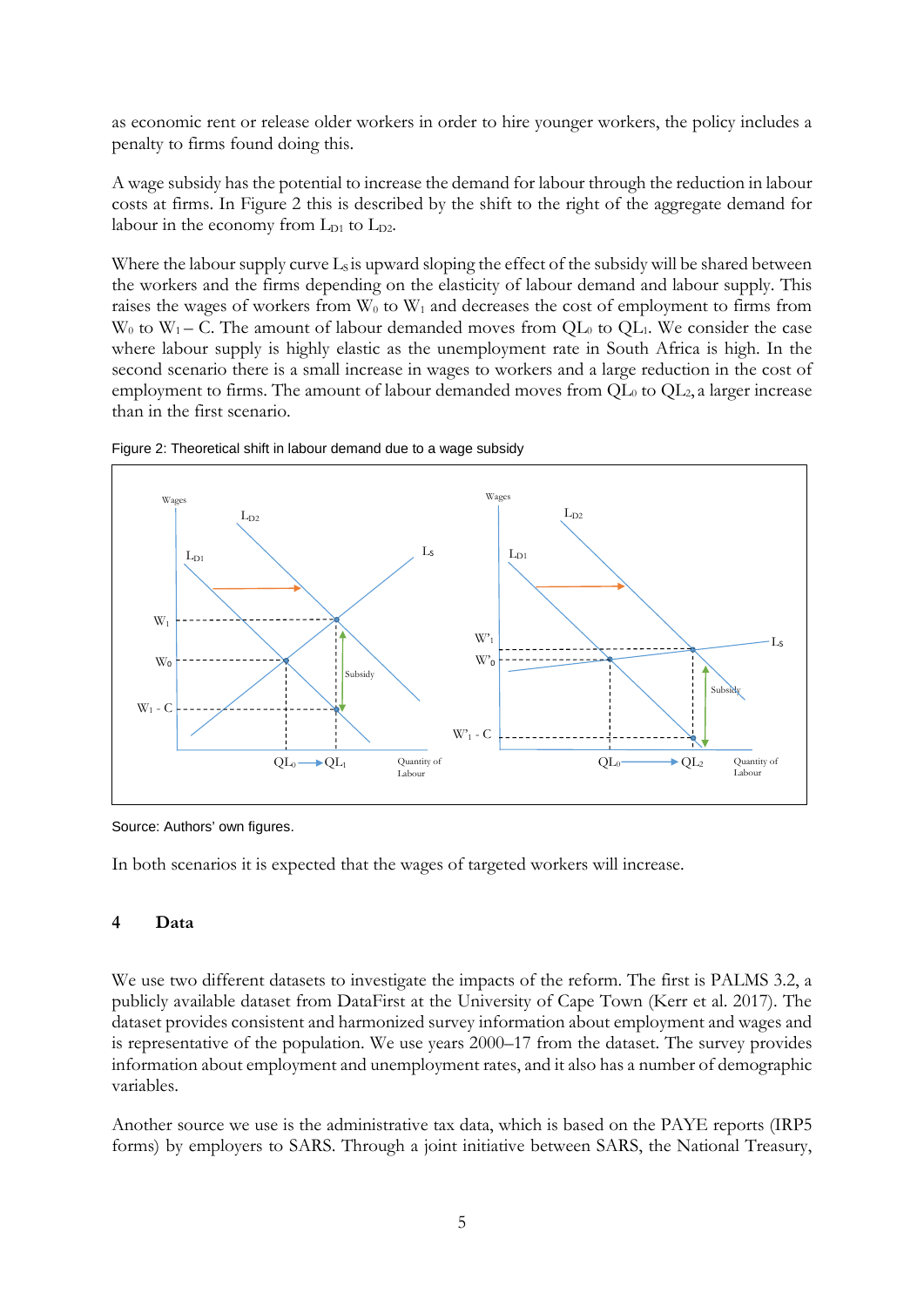as economic rent or release older workers in order to hire younger workers, the policy includes a penalty to firms found doing this.

A wage subsidy has the potential to increase the demand for labour through the reduction in labour costs at firms. In Figure 2 this is described by the shift to the right of the aggregate demand for labour in the economy from $L_{D1}$ to $L_{D2}$.

Where the labour supply curve $L_S$ is upward sloping the effect of the subsidy will be shared between the workers and the firms depending on the elasticity of labour demand and labour supply. This raises the wages of workers from $W_0$ to $W_1$ and decreases the cost of employment to firms from $W_0$ to $W_1 - C$. The amount of labour demanded moves from $QL_0$ to $QL_1$. We consider the case where labour supply is highly elastic as the unemployment rate in South Africa is high. In the second scenario there is a small increase in wages to workers and a large reduction in the cost of employment to firms. The amount of labour demanded moves from $QL_0$ to $QL_2$, a larger increase than in the first scenario.

Figure 2: Theoretical shift in labour demand due to a wage subsidy

Source: Authors' own figures.

In both scenarios it is expected that the wages of targeted workers will increase.

## 4 Data

We use two different datasets to investigate the impacts of the reform. The first is PALMS 3.2, a publicly available dataset from DataFirst at the University of Cape Town (Kerr et al. 2017). The dataset provides consistent and harmonized survey information about employment and wages and is representative of the population. We use years 2000–17 from the dataset. The survey provides information about employment and unemployment rates, and it also has a number of demographic variables.

Another source we use is the administrative tax data, which is based on the PAYE reports (IRP5 forms) by employers to SARS. Through a joint initiative between SARS, the National Treasury,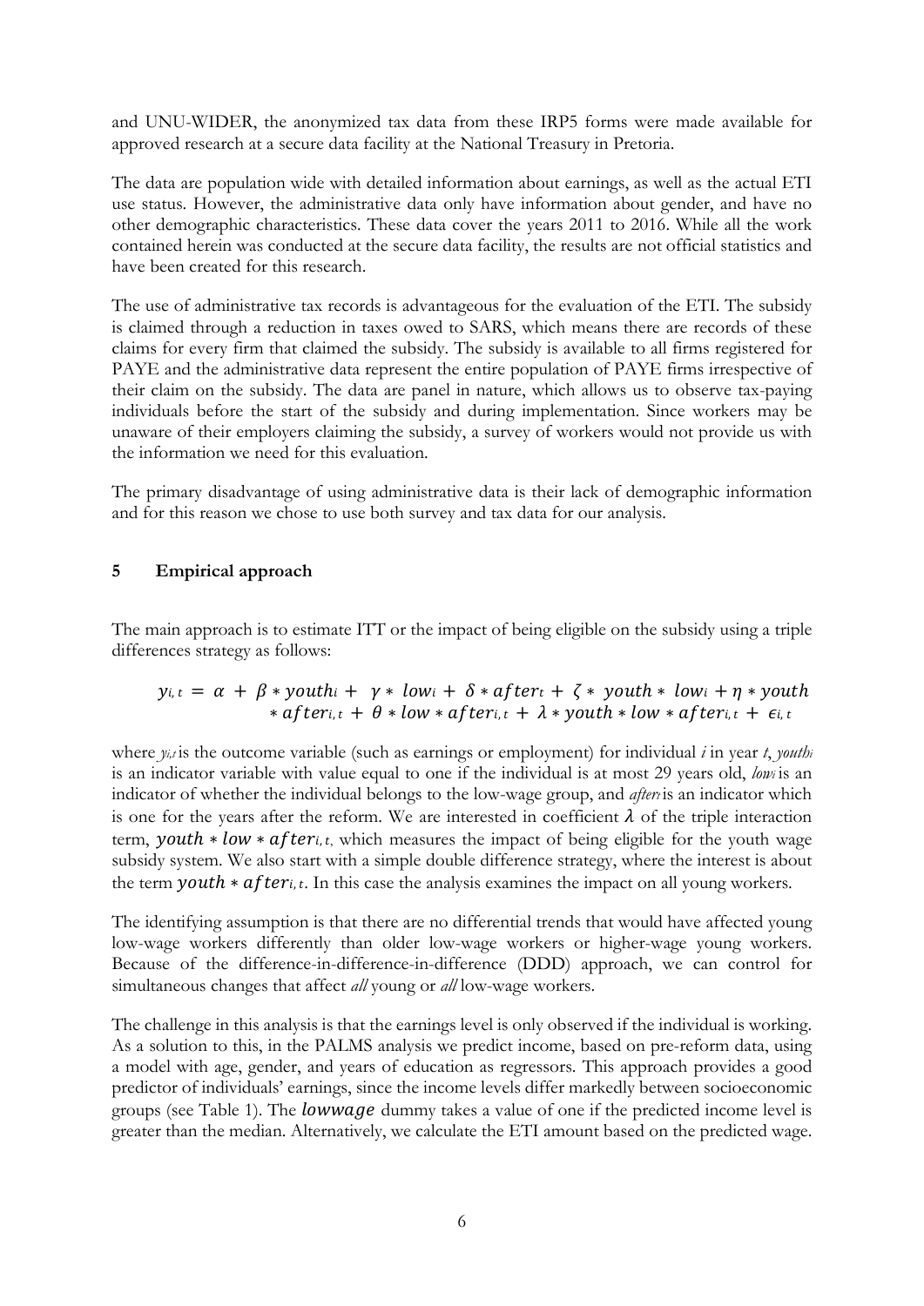and UNU-WIDER, the anonymized tax data from these IRP5 forms were made available for approved research at a secure data facility at the National Treasury in Pretoria.

The data are population wide with detailed information about earnings, as well as the actual ETI use status. However, the administrative data only have information about gender, and have no other demographic characteristics. These data cover the years 2011 to 2016. While all the work contained herein was conducted at the secure data facility, the results are not official statistics and have been created for this research.

The use of administrative tax records is advantageous for the evaluation of the ETI. The subsidy is claimed through a reduction in taxes owed to SARS, which means there are records of these claims for every firm that claimed the subsidy. The subsidy is available to all firms registered for PAYE and the administrative data represent the entire population of PAYE firms irrespective of their claim on the subsidy. The data are panel in nature, which allows us to observe tax-paying individuals before the start of the subsidy and during implementation. Since workers may be unaware of their employers claiming the subsidy, a survey of workers would not provide us with the information we need for this evaluation.

The primary disadvantage of using administrative data is their lack of demographic information and for this reason we chose to use both survey and tax data for our analysis.

## 5 Empirical approach

The main approach is to estimate ITT or the impact of being eligible on the subsidy using a triple differences strategy as follows:

$$y_{i,t} = \alpha + \beta * youth_i + \gamma * low_i + \delta * after_t + \zeta * youth * low_i + \eta * youth * after_{i,t} + \theta * low * after_{i,t} + \lambda * youth * low * after_{i,t} + \epsilon_{i,t}$$

where $y_{i,t}$ is the outcome variable (such as earnings or employment) for individual *i* in year *t*, $youth_i$ is an indicator variable with value equal to one if the individual is at most 29 years old, $low_i$ is an indicator of whether the individual belongs to the low-wage group, and $after_t$ is an indicator which is one for the years after the reform. We are interested in coefficient $\lambda$ of the triple interaction term, $youth * low * after_{i,t}$, which measures the impact of being eligible for the youth wage subsidy system. We also start with a simple double difference strategy, where the interest is about the term $youth * after_{i,t}$. In this case the analysis examines the impact on all young workers.

The identifying assumption is that there are no differential trends that would have affected young low-wage workers differently than older low-wage workers or higher-wage young workers. Because of the difference-in-difference-in-difference (DDD) approach, we can control for simultaneous changes that affect *all* young or *all* low-wage workers.

The challenge in this analysis is that the earnings level is only observed if the individual is working. As a solution to this, in the PALMS analysis we predict income, based on pre-reform data, using a model with age, gender, and years of education as regressors. This approach provides a good predictor of individuals' earnings, since the income levels differ markedly between socioeconomic groups (see Table 1). The $lowwage$ dummy takes a value of one if the predicted income level is greater than the median. Alternatively, we calculate the ETI amount based on the predicted wage.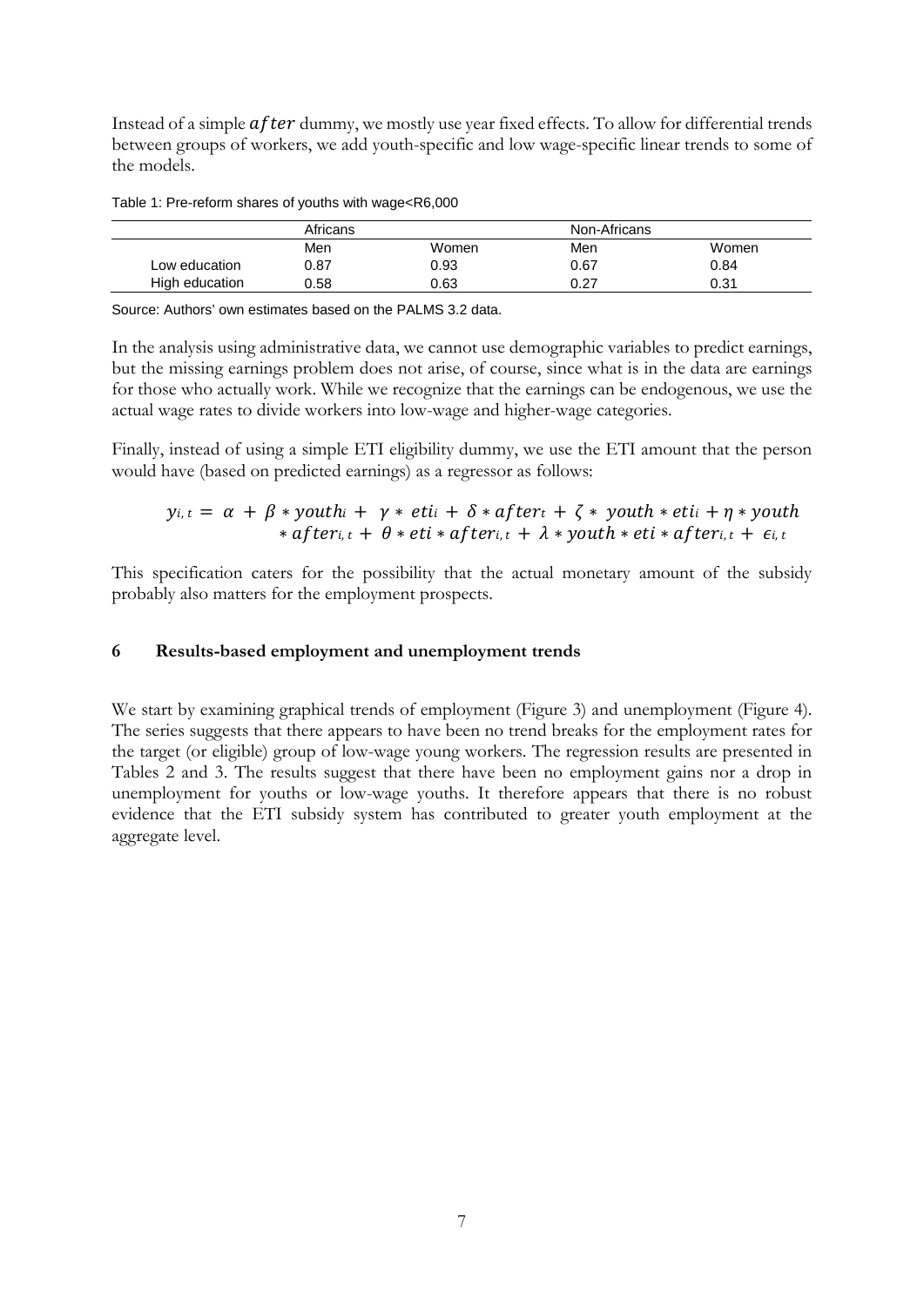Instead of a simple $after$ dummy, we mostly use year fixed effects. To allow for differential trends between groups of workers, we add youth-specific and low wage-specific linear trends to some of the models.

Table 1: Pre-reform shares of youths with wage<R6,000

| | Africans | | Non-Africans | |
|---|---|---|---|---|
| | Men | Women | Men | Women |
| Low education | 0.87 | 0.93 | 0.67 | 0.84 |
| High education | 0.58 | 0.63 | 0.27 | 0.31 |

Source: Authors' own estimates based on the PALMS 3.2 data.

In the analysis using administrative data, we cannot use demographic variables to predict earnings, but the missing earnings problem does not arise, of course, since what is in the data are earnings for those who actually work. While we recognize that the earnings can be endogenous, we use the actual wage rates to divide workers into low-wage and higher-wage categories.

Finally, instead of using a simple ETI eligibility dummy, we use the ETI amount that the person would have (based on predicted earnings) as a regressor as follows:

$$y_{i,t} = \alpha + \beta * youth_i + \gamma * eti_i + \delta * after_t + \zeta * youth * eti_i + \eta * youth * after_{i,t} + \theta * eti * after_{i,t} + \lambda * youth * eti * after_{i,t} + \epsilon_{i,t}$$

This specification caters for the possibility that the actual monetary amount of the subsidy probably also matters for the employment prospects.

## 6 Results-based employment and unemployment trends

We start by examining graphical trends of employment (Figure 3) and unemployment (Figure 4). The series suggests that there appears to have been no trend breaks for the employment rates for the target (or eligible) group of low-wage young workers. The regression results are presented in Tables 2 and 3. The results suggest that there have been no employment gains nor a drop in unemployment for youths or low-wage youths. It therefore appears that there is no robust evidence that the ETI subsidy system has contributed to greater youth employment at the aggregate level.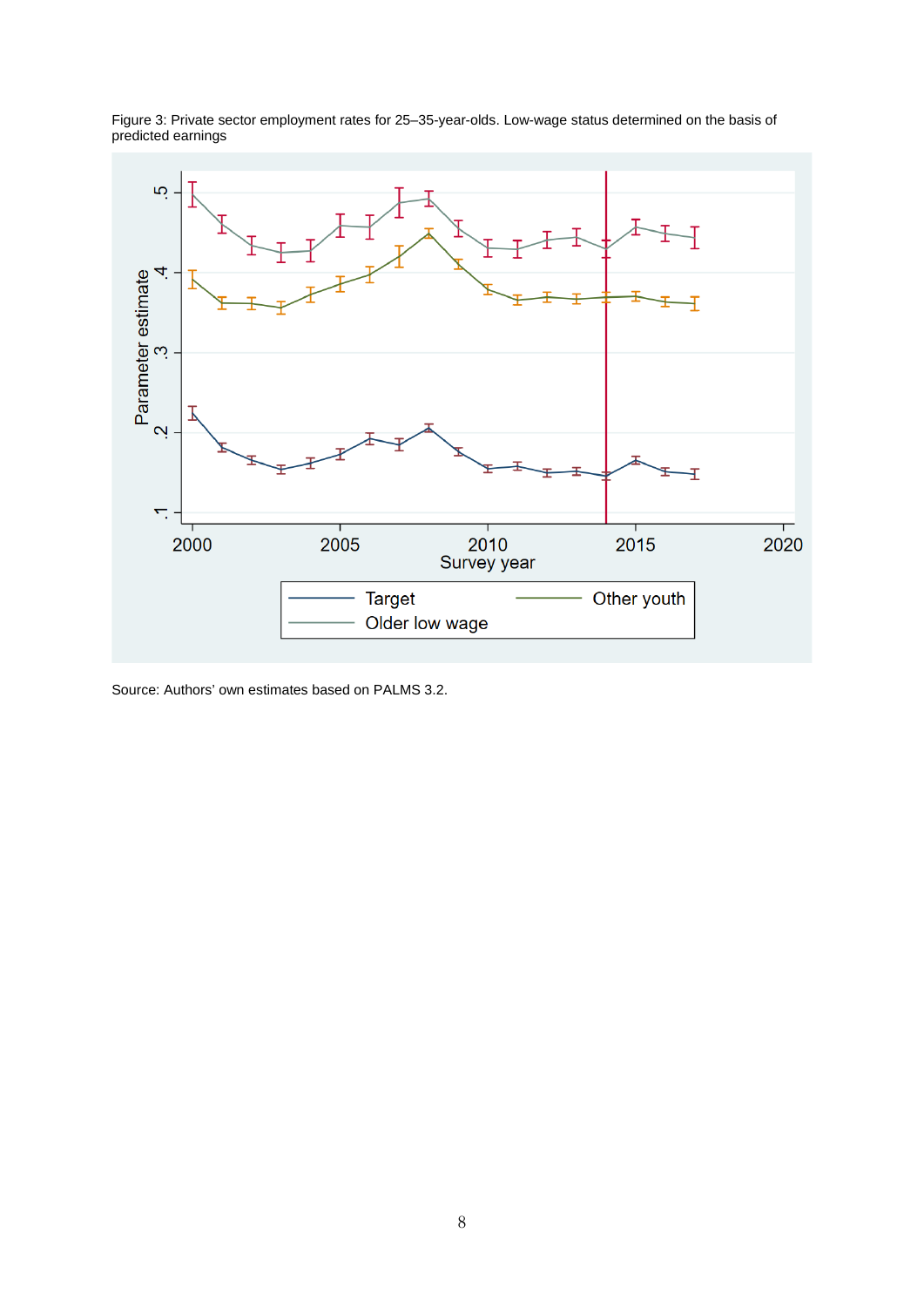Figure 3: Private sector employment rates for 25–35-year-olds. Low-wage status determined on the basis of predicted earnings

Source: Authors' own estimates based on PALMS 3.2.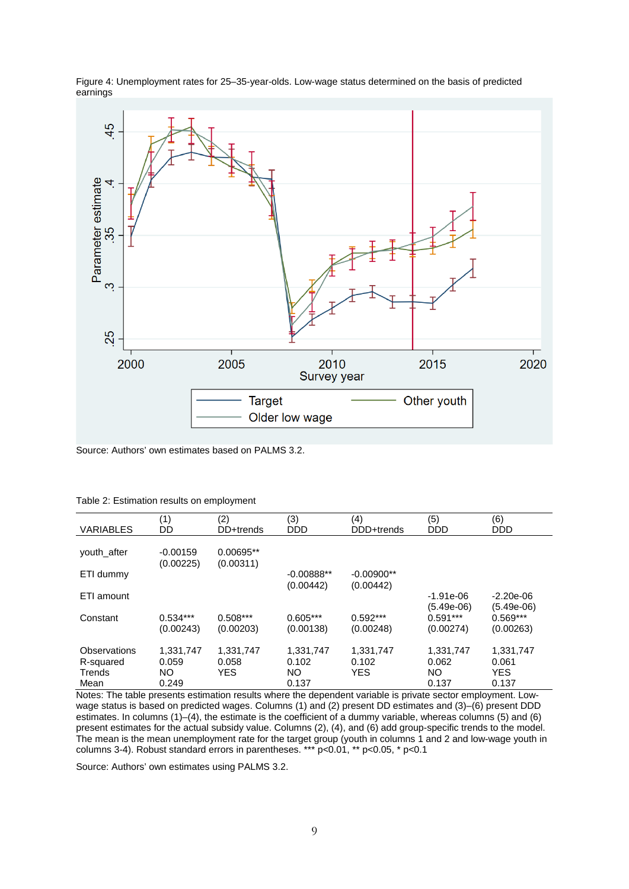Figure 4: Unemployment rates for 25–35-year-olds. Low-wage status determined on the basis of predicted earnings

Source: Authors' own estimates based on PALMS 3.2.

Table 2: Estimation results on employment

| VARIABLES | (1) DD | (2) DD+trends | (3) DDD | (4) DDD+trends | (5) DDD | (6) DDD |
|---|---|---|---|---|---|---|
| youth_after | -0.00159 | 0.00695** | | | | |
| | (0.00225) | (0.00311) | | | | |
| ETI dummy | | | -0.00888** | -0.00900** | | |
| | | | (0.00442) | (0.00442) | | |
| ETI amount | | | | | -1.91e-06 | -2.20e-06 |
| | | | | | (5.49e-06) | (5.49e-06) |
| Constant | 0.534*** | 0.508*** | 0.605*** | 0.592*** | 0.591*** | 0.569*** |
| | (0.00243) | (0.00203) | (0.00138) | (0.00248) | (0.00274) | (0.00263) |
| Observations | 1,331,747 | 1,331,747 | 1,331,747 | 1,331,747 | 1,331,747 | 1,331,747 |
| R-squared | 0.059 | 0.058 | 0.102 | 0.102 | 0.062 | 0.061 |
| Trends | NO | YES | NO | YES | NO | YES |
| Mean | 0.249 | | 0.137 | | 0.137 | 0.137 |

Notes: The table presents estimation results where the dependent variable is private sector employment. Low-wage status is based on predicted wages. Columns (1) and (2) present DD estimates and (3)–(6) present DDD estimates. In columns (1)–(4), the estimate is the coefficient of a dummy variable, whereas columns (5) and (6) present estimates for the actual subsidy value. Columns (2), (4), and (6) add group-specific trends to the model. The mean is the mean unemployment rate for the target group (youth in columns 1 and 2 and low-wage youth in columns 3-4). Robust standard errors in parentheses. *** p<0.01, ** p<0.05, * p<0.1

Source: Authors' own estimates using PALMS 3.2.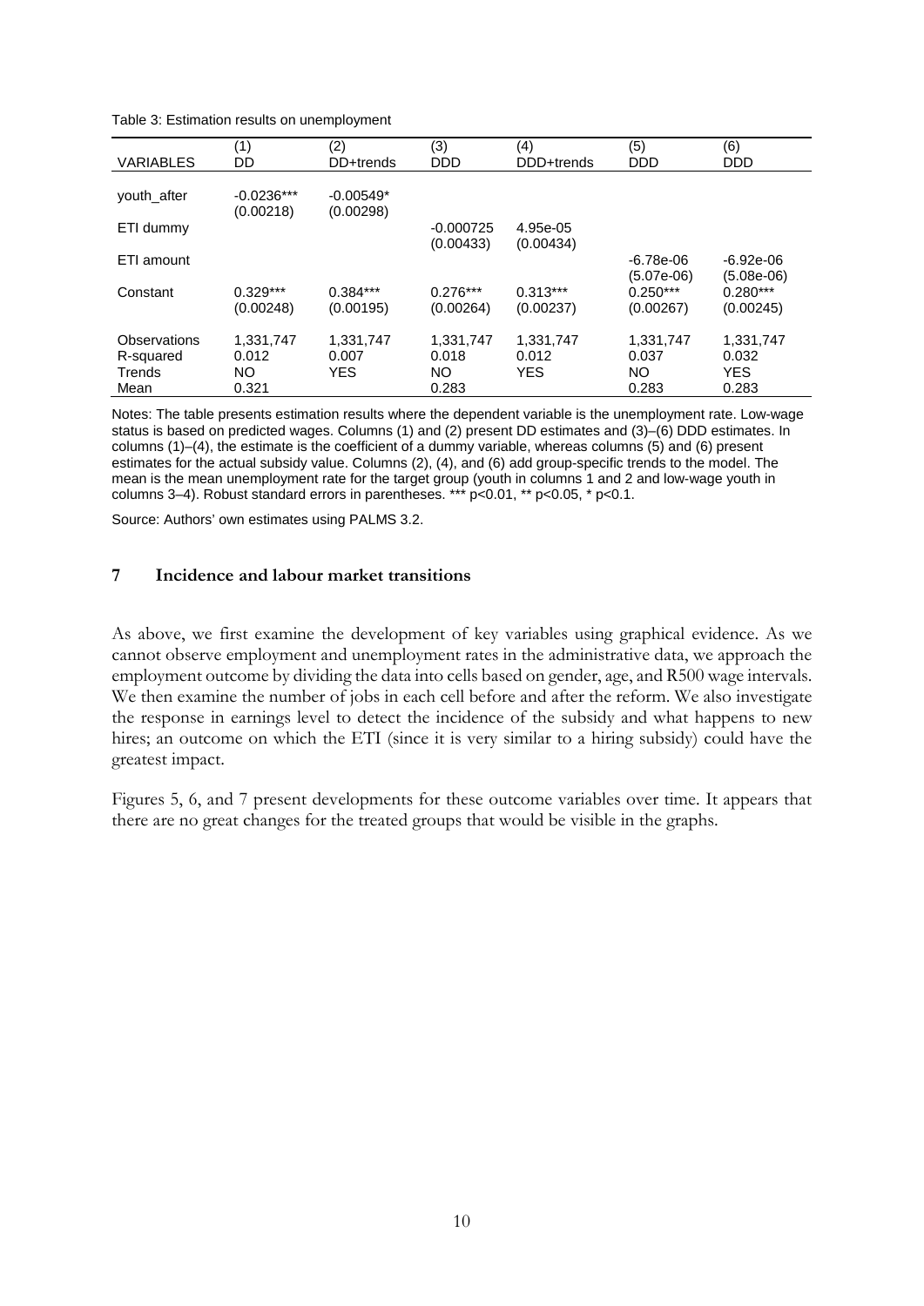Table 3: Estimation results on unemployment

| VARIABLES | (1) DD | (2) DD+trends | (3) DDD | (4) DDD+trends | (5) DDD | (6) DDD |
|---|---|---|---|---|---|---|
| youth_after | -0.0236*** | -0.00549* | | | | |
| | (0.00218) | (0.00298) | | | | |
| ETI dummy | | | -0.000725 | 4.95e-05 | | |
| | | | (0.00433) | (0.00434) | | |
| ETI amount | | | | | -6.78e-06 | -6.92e-06 |
| | | | | | (5.07e-06) | (5.08e-06) |
| Constant | 0.329*** | 0.384*** | 0.276*** | 0.313*** | 0.250*** | 0.280*** |
| | (0.00248) | (0.00195) | (0.00264) | (0.00237) | (0.00267) | (0.00245) |
| Observations | 1,331,747 | 1,331,747 | 1,331,747 | 1,331,747 | 1,331,747 | 1,331,747 |
| R-squared | 0.012 | 0.007 | 0.018 | 0.012 | 0.037 | 0.032 |
| Trends | NO | YES | NO | YES | NO | YES |
| Mean | 0.321 | | 0.283 | | 0.283 | 0.283 |

Notes: The table presents estimation results where the dependent variable is the unemployment rate. Low-wage status is based on predicted wages. Columns (1) and (2) present DD estimates and (3)–(6) DDD estimates. In columns (1)–(4), the estimate is the coefficient of a dummy variable, whereas columns (5) and (6) present estimates for the actual subsidy value. Columns (2), (4), and (6) add group-specific trends to the model. The mean is the mean unemployment rate for the target group (youth in columns 1 and 2 and low-wage youth in columns 3–4). Robust standard errors in parentheses. *** p<0.01, ** p<0.05, * p<0.1.

Source: Authors' own estimates using PALMS 3.2.

## 7 Incidence and labour market transitions

As above, we first examine the development of key variables using graphical evidence. As we cannot observe employment and unemployment rates in the administrative data, we approach the employment outcome by dividing the data into cells based on gender, age, and R500 wage intervals. We then examine the number of jobs in each cell before and after the reform. We also investigate the response in earnings level to detect the incidence of the subsidy and what happens to new hires; an outcome on which the ETI (since it is very similar to a hiring subsidy) could have the greatest impact.

Figures 5, 6, and 7 present developments for these outcome variables over time. It appears that there are no great changes for the treated groups that would be visible in the graphs.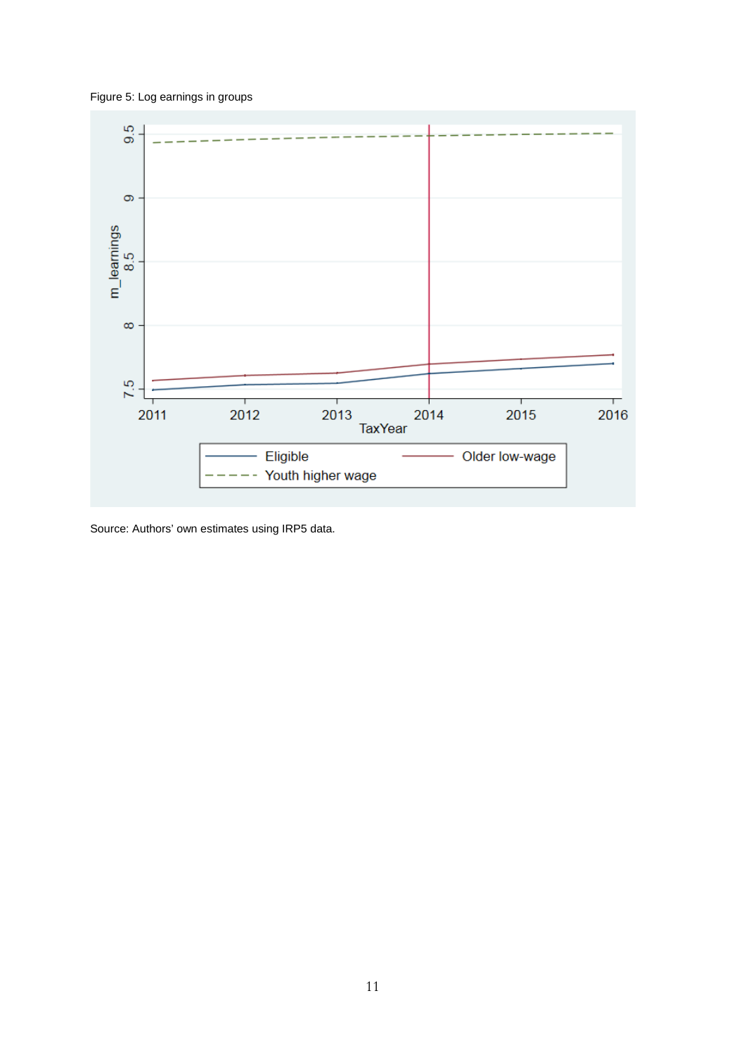Figure 5: Log earnings in groups

Source: Authors' own estimates using IRP5 data.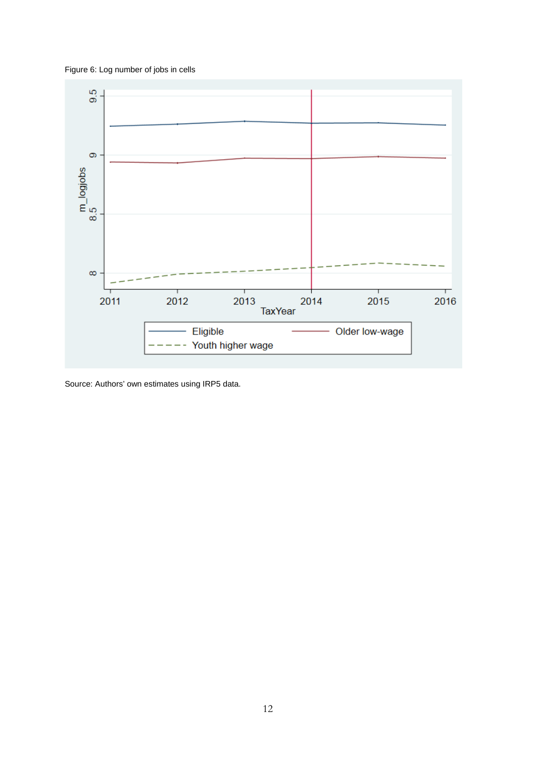Figure 6: Log number of jobs in cells

Source: Authors' own estimates using IRP5 data.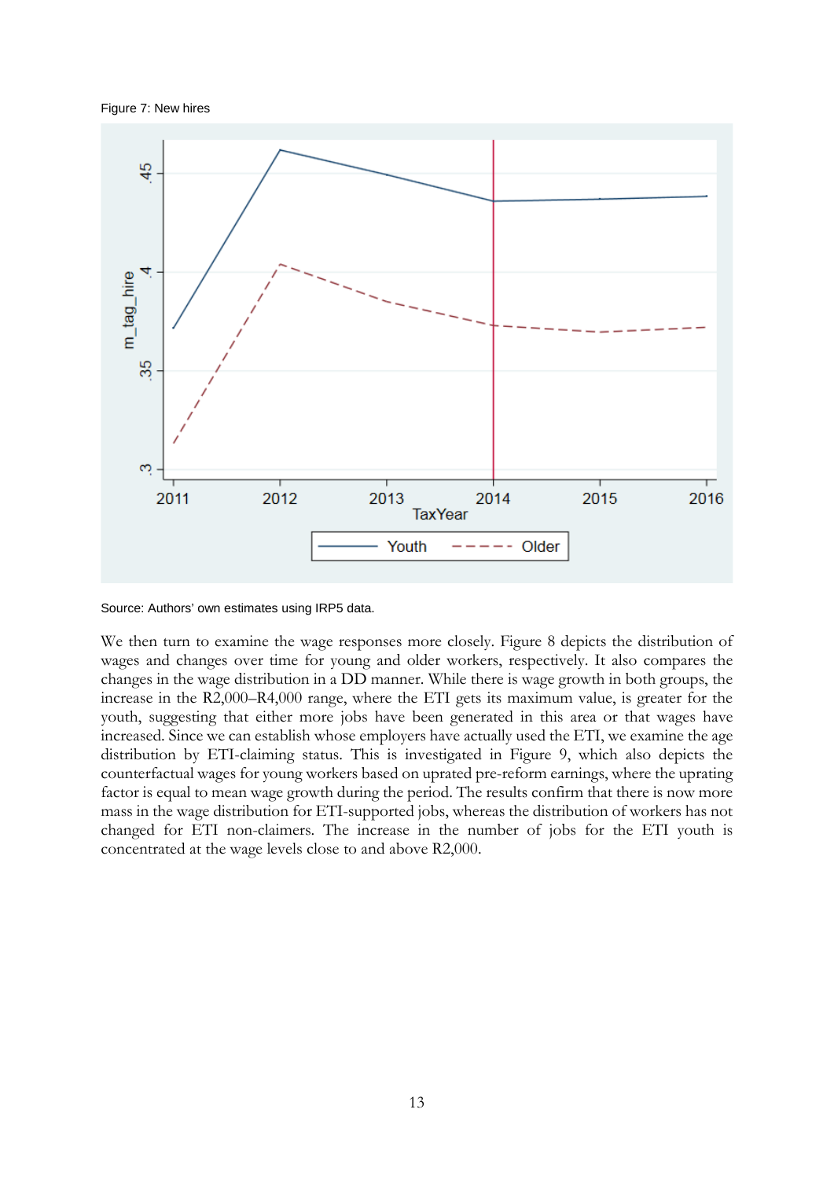Figure 7: New hires

Source: Authors' own estimates using IRP5 data.

We then turn to examine the wage responses more closely. Figure 8 depicts the distribution of wages and changes over time for young and older workers, respectively. It also compares the changes in the wage distribution in a DD manner. While there is wage growth in both groups, the increase in the R2,000–R4,000 range, where the ETI gets its maximum value, is greater for the youth, suggesting that either more jobs have been generated in this area or that wages have increased. Since we can establish whose employers have actually used the ETI, we examine the age distribution by ETI-claiming status. This is investigated in Figure 9, which also depicts the counterfactual wages for young workers based on uprated pre-reform earnings, where the uprating factor is equal to mean wage growth during the period. The results confirm that there is now more mass in the wage distribution for ETI-supported jobs, whereas the distribution of workers has not changed for ETI non-claimers. The increase in the number of jobs for the ETI youth is concentrated at the wage levels close to and above R2,000.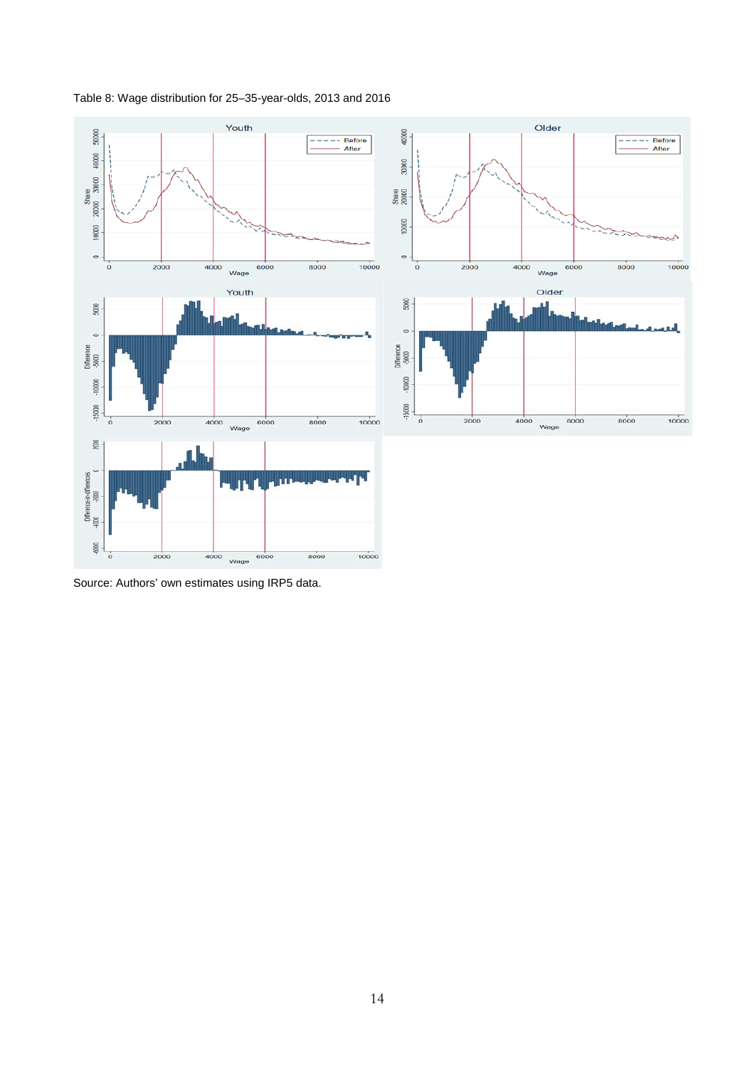Table 8: Wage distribution for 25–35-year-olds, 2013 and 2016

Source: Authors' own estimates using IRP5 data.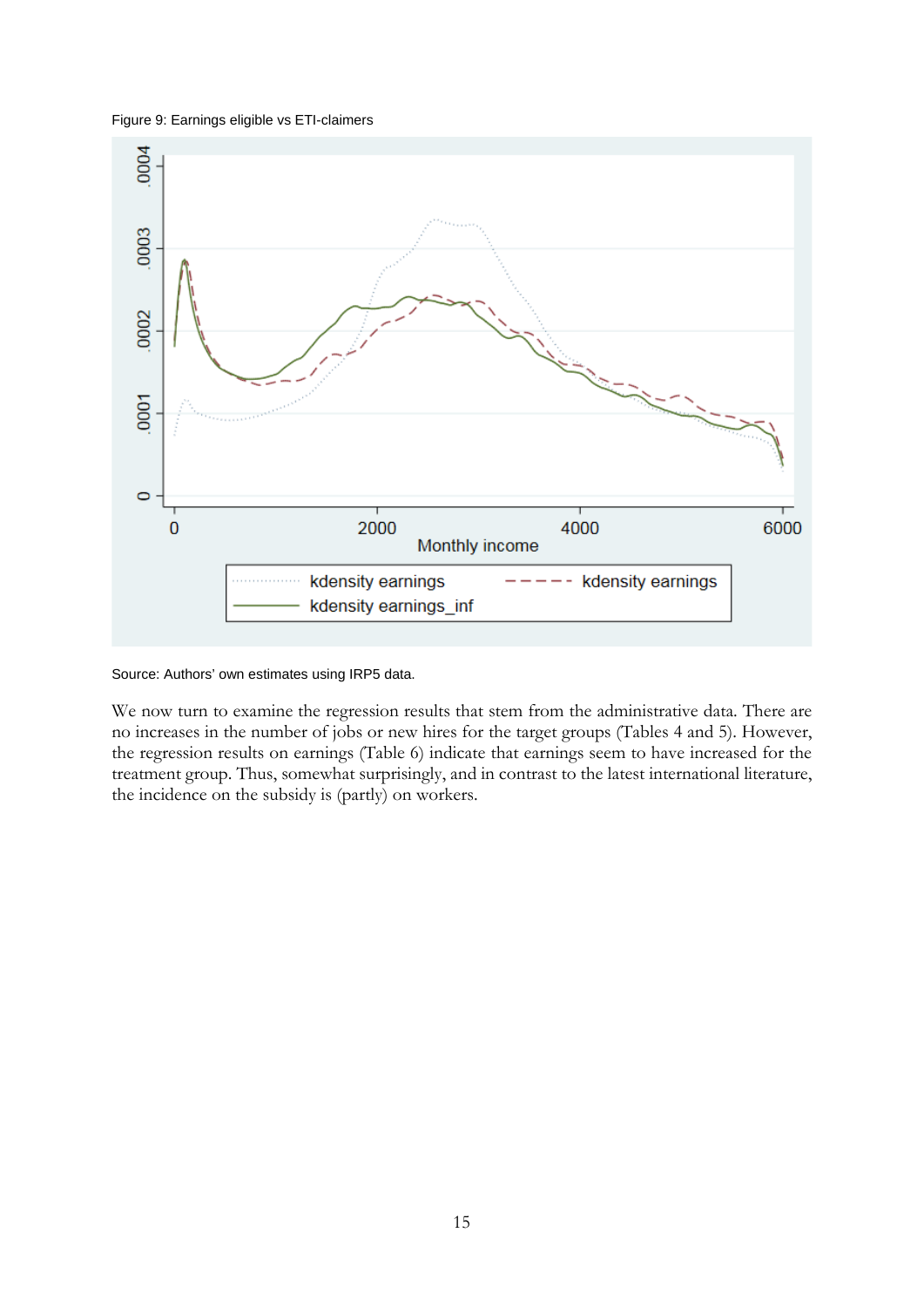Figure 9: Earnings eligible vs ETI-claimers

Source: Authors' own estimates using IRP5 data.

We now turn to examine the regression results that stem from the administrative data. There are no increases in the number of jobs or new hires for the target groups (Tables 4 and 5). However, the regression results on earnings (Table 6) indicate that earnings seem to have increased for the treatment group. Thus, somewhat surprisingly, and in contrast to the latest international literature, the incidence on the subsidy is (partly) on workers.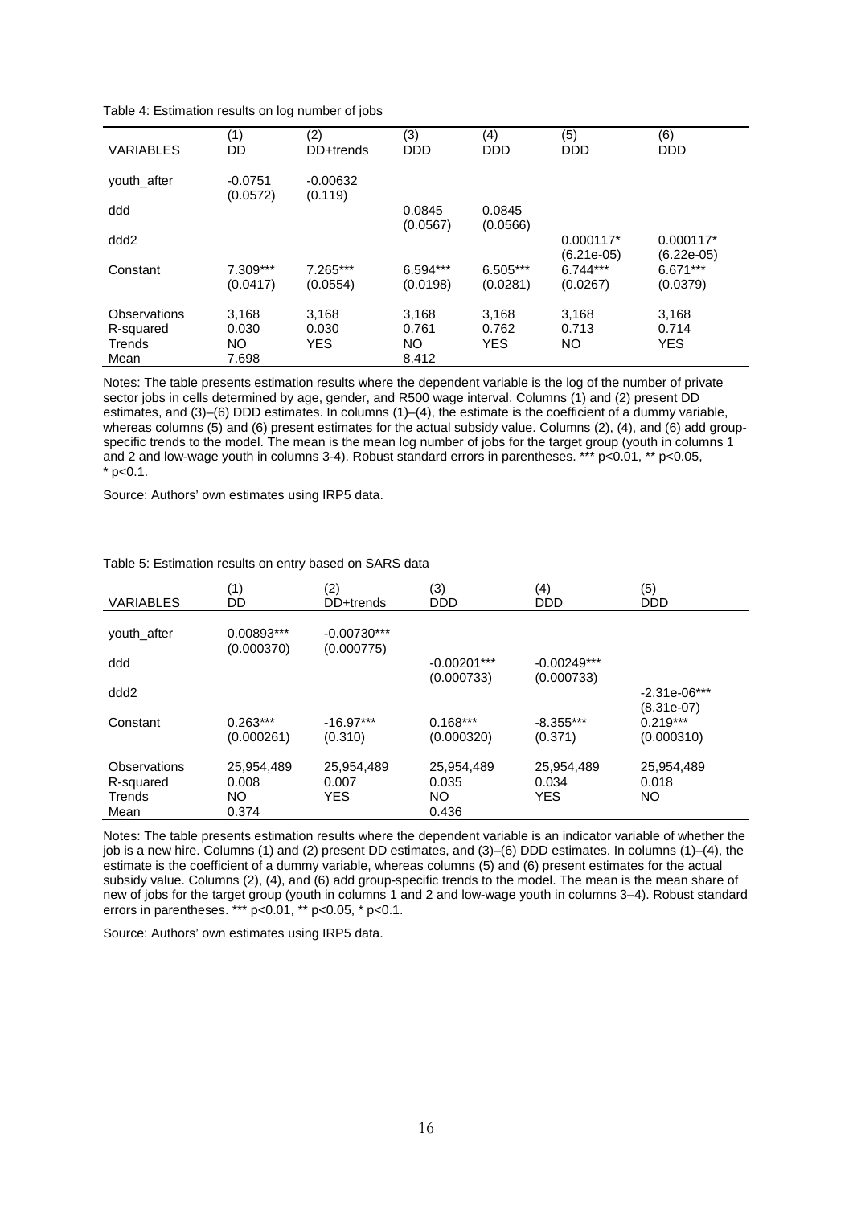Table 4: Estimation results on log number of jobs

| VARIABLES | (1) DD | (2) DD+trends | (3) DDD | (4) DDD | (5) DDD | (6) DDD |
|---|---|---|---|---|---|---|
| youth_after | -0.0751 | -0.00632 | | | | |
| | (0.0572) | (0.119) | | | | |
| ddd | | | 0.0845 | 0.0845 | | |
| | | | (0.0567) | (0.0566) | | |
| ddd2 | | | | | 0.000117* | 0.000117* |
| | | | | | (6.21e-05) | (6.22e-05) |
| Constant | 7.309*** | 7.265*** | 6.594*** | 6.505*** | 6.744*** | 6.671*** |
| | (0.0417) | (0.0554) | (0.0198) | (0.0281) | (0.0267) | (0.0379) |
| Observations | 3,168 | 3,168 | 3,168 | 3,168 | 3,168 | 3,168 |
| R-squared | 0.030 | 0.030 | 0.761 | 0.762 | 0.713 | 0.714 |
| Trends | NO | YES | NO | YES | NO | YES |
| Mean | 7.698 | | 8.412 | | | |

Notes: The table presents estimation results where the dependent variable is the log of the number of private sector jobs in cells determined by age, gender, and R500 wage interval. Columns (1) and (2) present DD estimates, and (3)–(6) DDD estimates. In columns (1)–(4), the estimate is the coefficient of a dummy variable, whereas columns (5) and (6) present estimates for the actual subsidy value. Columns (2), (4), and (6) add group-specific trends to the model. The mean is the mean log number of jobs for the target group (youth in columns 1 and 2 and low-wage youth in columns 3-4). Robust standard errors in parentheses. *** p<0.01, ** p<0.05, * p<0.1.

Source: Authors' own estimates using IRP5 data.

Table 5: Estimation results on entry based on SARS data

| VARIABLES | (1) DD | (2) DD+trends | (3) DDD | (4) DDD | (5) DDD |
|---|---|---|---|---|---|
| youth_after | 0.00893*** | -0.00730*** | | | |
| | (0.000370) | (0.000775) | | | |
| ddd | | | -0.00201*** | -0.00249*** | |
| | | | (0.000733) | (0.000733) | |
| ddd2 | | | | | -2.31e-06*** |
| | | | | | (8.31e-07) |
| Constant | 0.263*** | -16.97*** | 0.168*** | -8.355*** | 0.219*** |
| | (0.000261) | (0.310) | (0.000320) | (0.371) | (0.000310) |
| Observations | 25,954,489 | 25,954,489 | 25,954,489 | 25,954,489 | 25,954,489 |
| R-squared | 0.008 | 0.007 | 0.035 | 0.034 | 0.018 |
| Trends | NO | YES | NO | YES | NO |
| Mean | 0.374 | | 0.436 | | |

Notes: The table presents estimation results where the dependent variable is an indicator variable of whether the job is a new hire. Columns (1) and (2) present DD estimates, and (3)–(6) DDD estimates. In columns (1)–(4), the estimate is the coefficient of a dummy variable, whereas columns (5) and (6) present estimates for the actual subsidy value. Columns (2), (4), and (6) add group-specific trends to the model. The mean is the mean share of new of jobs for the target group (youth in columns 1 and 2 and low-wage youth in columns 3–4). Robust standard errors in parentheses. *** p<0.01, ** p<0.05, * p<0.1.

Source: Authors' own estimates using IRP5 data.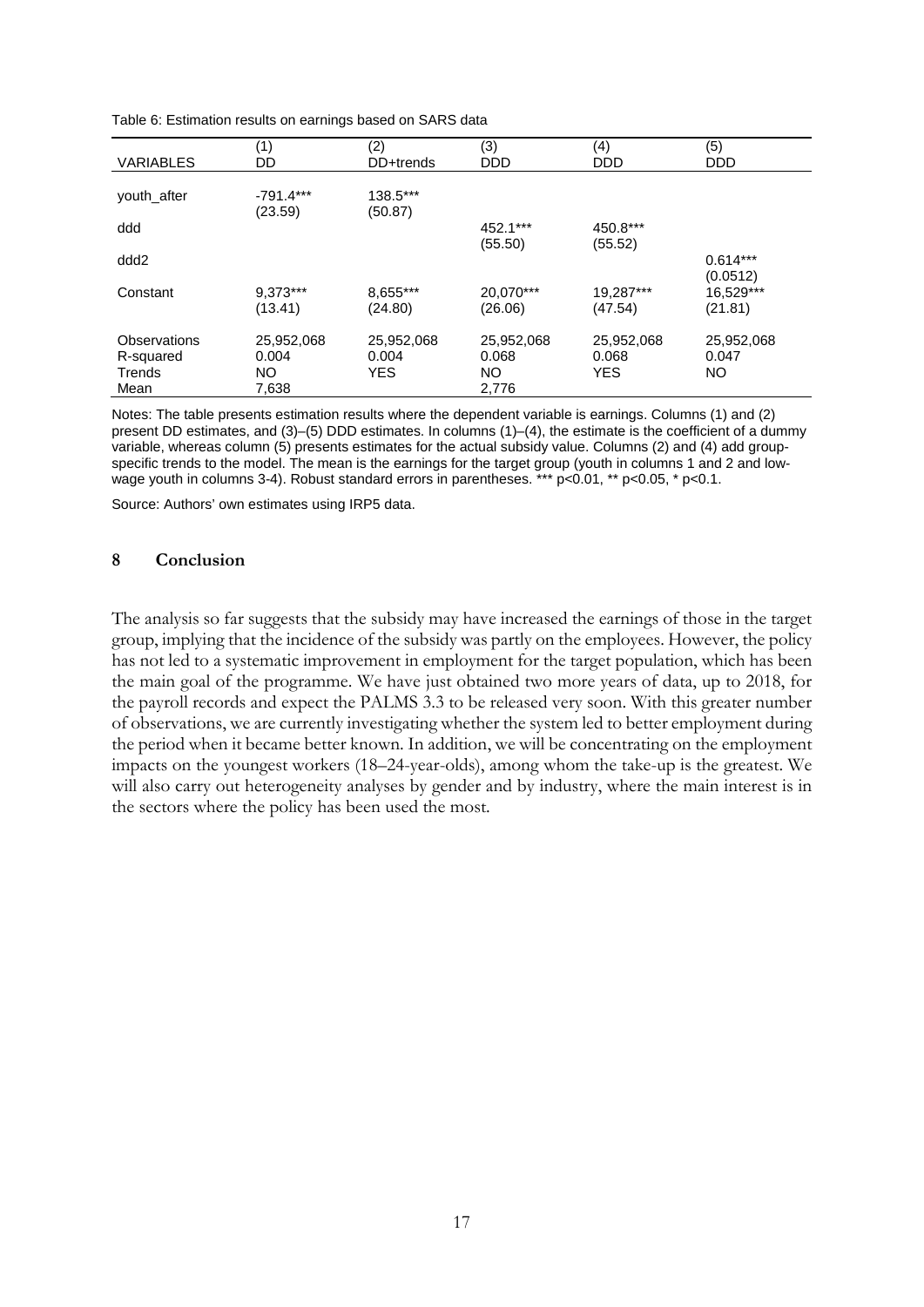Table 6: Estimation results on earnings based on SARS data

| VARIABLES | (1) DD | (2) DD+trends | (3) DDD | (4) DDD | (5) DDD |
|---|---|---|---|---|---|
| youth_after | -791.4*** | 138.5*** | | | |
| | (23.59) | (50.87) | | | |
| ddd | | | 452.1*** | 450.8*** | |
| | | | (55.50) | (55.52) | |
| ddd2 | | | | | 0.614*** |
| | | | | | (0.0512) |
| Constant | 9,373*** | 8,655*** | 20,070*** | 19,287*** | 16,529*** |
| | (13.41) | (24.80) | (26.06) | (47.54) | (21.81) |
| Observations | 25,952,068 | 25,952,068 | 25,952,068 | 25,952,068 | 25,952,068 |
| R-squared | 0.004 | 0.004 | 0.068 | 0.068 | 0.047 |
| Trends | NO | YES | NO | YES | NO |
| Mean | 7,638 | | 2,776 | | |

Notes: The table presents estimation results where the dependent variable is earnings. Columns (1) and (2) present DD estimates, and (3)–(5) DDD estimates. In columns (1)–(4), the estimate is the coefficient of a dummy variable, whereas column (5) presents estimates for the actual subsidy value. Columns (2) and (4) add group-specific trends to the model. The mean is the earnings for the target group (youth in columns 1 and 2 and low-wage youth in columns 3-4). Robust standard errors in parentheses. *** p<0.01, ** p<0.05, * p<0.1.

Source: Authors' own estimates using IRP5 data.

## 8 Conclusion

The analysis so far suggests that the subsidy may have increased the earnings of those in the target group, implying that the incidence of the subsidy was partly on the employees. However, the policy has not led to a systematic improvement in employment for the target population, which has been the main goal of the programme. We have just obtained two more years of data, up to 2018, for the payroll records and expect the PALMS 3.3 to be released very soon. With this greater number of observations, we are currently investigating whether the system led to better employment during the period when it became better known. In addition, we will be concentrating on the employment impacts on the youngest workers (18–24-year-olds), among whom the take-up is the greatest. We will also carry out heterogeneity analyses by gender and by industry, where the main interest is in the sectors where the policy has been used the most.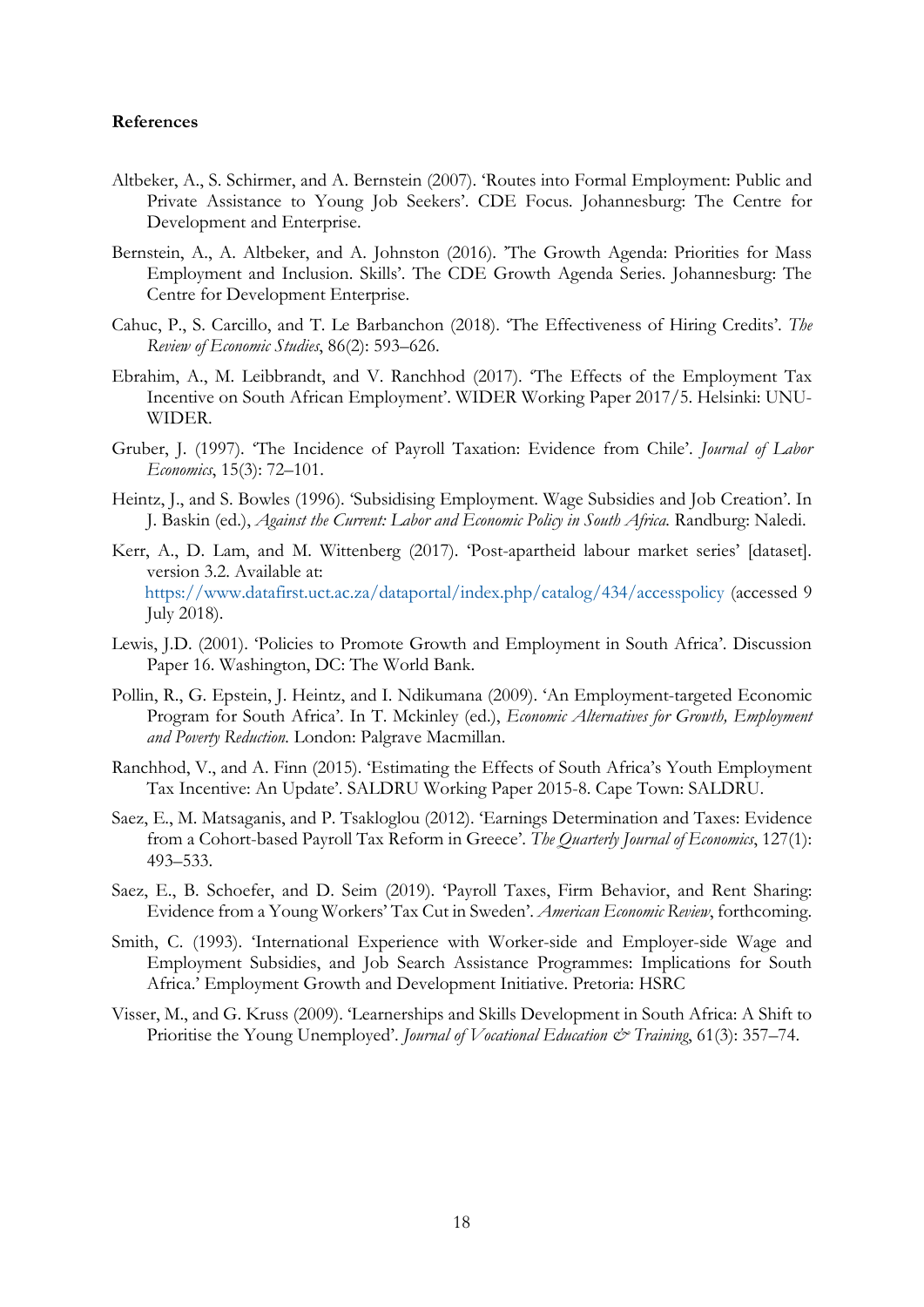**References**

Altbeker, A., S. Schirmer, and A. Bernstein (2007). 'Routes into Formal Employment: Public and Private Assistance to Young Job Seekers'. CDE Focus. Johannesburg: The Centre for Development and Enterprise.

Bernstein, A., A. Altbeker, and A. Johnston (2016). 'The Growth Agenda: Priorities for Mass Employment and Inclusion. Skills'. The CDE Growth Agenda Series. Johannesburg: The Centre for Development Enterprise.

Cahuc, P., S. Carcillo, and T. Le Barbanchon (2018). 'The Effectiveness of Hiring Credits'. *The Review of Economic Studies*, 86(2): 593–626.

Ebrahim, A., M. Leibbrandt, and V. Ranchhod (2017). 'The Effects of the Employment Tax Incentive on South African Employment'. WIDER Working Paper 2017/5. Helsinki: UNU-WIDER.

Gruber, J. (1997). 'The Incidence of Payroll Taxation: Evidence from Chile'. *Journal of Labor Economics*, 15(3): 72–101.

Heintz, J., and S. Bowles (1996). 'Subsidising Employment. Wage Subsidies and Job Creation'. In J. Baskin (ed.), *Against the Current: Labor and Economic Policy in South Africa.* Randburg: Naledi.

Kerr, A., D. Lam, and M. Wittenberg (2017). 'Post-apartheid labour market series' [dataset]. version 3.2. Available at: https://www.datafirst.uct.ac.za/dataportal/index.php/catalog/434/accesspolicy (accessed 9 July 2018).

Lewis, J.D. (2001). 'Policies to Promote Growth and Employment in South Africa'. Discussion Paper 16. Washington, DC: The World Bank.

Pollin, R., G. Epstein, J. Heintz, and I. Ndikumana (2009). 'An Employment-targeted Economic Program for South Africa'. In T. Mckinley (ed.), *Economic Alternatives for Growth, Employment and Poverty Reduction.* London: Palgrave Macmillan.

Ranchhod, V., and A. Finn (2015). 'Estimating the Effects of South Africa's Youth Employment Tax Incentive: An Update'. SALDRU Working Paper 2015-8. Cape Town: SALDRU.

Saez, E., M. Matsaganis, and P. Tsakloglou (2012). 'Earnings Determination and Taxes: Evidence from a Cohort-based Payroll Tax Reform in Greece'. *The Quarterly Journal of Economics*, 127(1): 493–533.

Saez, E., B. Schoefer, and D. Seim (2019). 'Payroll Taxes, Firm Behavior, and Rent Sharing: Evidence from a Young Workers' Tax Cut in Sweden'. *American Economic Review*, forthcoming.

Smith, C. (1993). 'International Experience with Worker-side and Employer-side Wage and Employment Subsidies, and Job Search Assistance Programmes: Implications for South Africa.' Employment Growth and Development Initiative. Pretoria: HSRC

Visser, M., and G. Kruss (2009). 'Learnerships and Skills Development in South Africa: A Shift to Prioritise the Young Unemployed'. *Journal of Vocational Education & Training*, 61(3): 357–74.